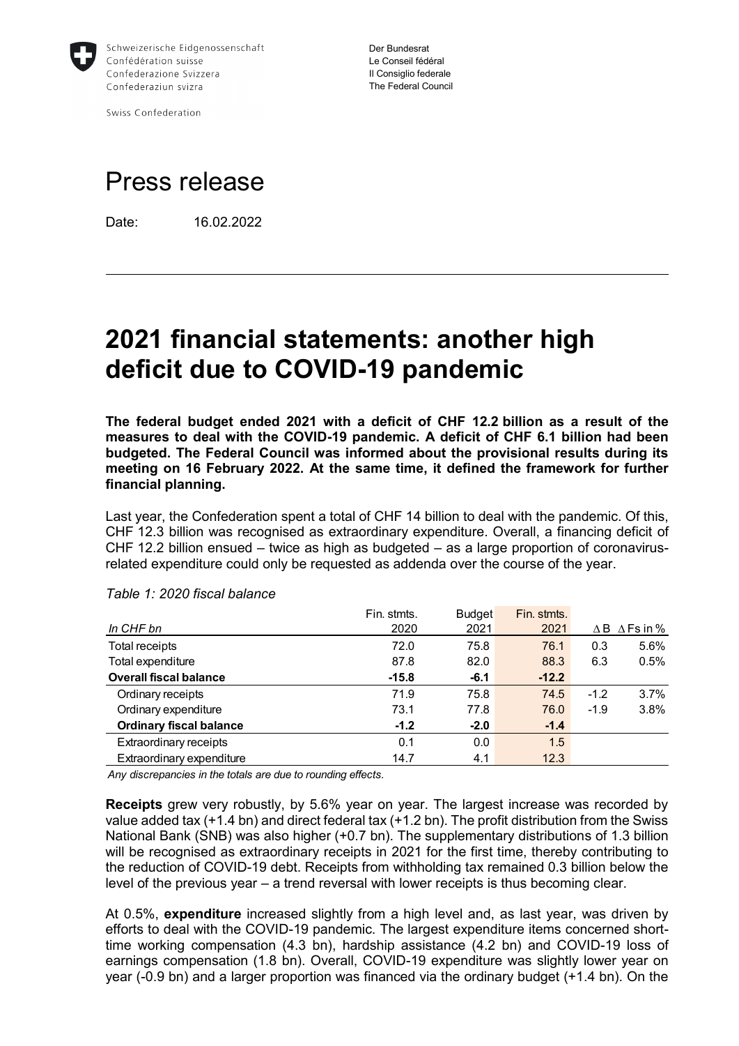Schweizerische Eidgenossenschaft
Confédération suisse
Confederazione Svizzera
Confederaziun svizra

Swiss Confederation

Der Bundesrat
Le Conseil fédéral
Il Consiglio federale
The Federal Council

# Press release

Date: 16.02.2022

---

# 2021 financial statements: another high deficit due to COVID-19 pandemic

**The federal budget ended 2021 with a deficit of CHF 12.2 billion as a result of the measures to deal with the COVID-19 pandemic. A deficit of CHF 6.1 billion had been budgeted. The Federal Council was informed about the provisional results during its meeting on 16 February 2022. At the same time, it defined the framework for further financial planning.**

Last year, the Confederation spent a total of CHF 14 billion to deal with the pandemic. Of this, CHF 12.3 billion was recognised as extraordinary expenditure. Overall, a financing deficit of CHF 12.2 billion ensued – twice as high as budgeted – as a large proportion of coronavirus-related expenditure could only be requested as addenda over the course of the year.

*Table 1: 2020 fiscal balance*

| *In CHF bn* | Fin. stmts. 2020 | Budget 2021 | Fin. stmts. 2021 | ∆ B | ∆ Fs in % |
|---|---|---|---|---|---|
| Total receipts | 72.0 | 75.8 | 76.1 | 0.3 | 5.6% |
| Total expenditure | 87.8 | 82.0 | 88.3 | 6.3 | 0.5% |
| **Overall fiscal balance** | **-15.8** | **-6.1** | **-12.2** | | |
| Ordinary receipts | 71.9 | 75.8 | 74.5 | -1.2 | 3.7% |
| Ordinary expenditure | 73.1 | 77.8 | 76.0 | -1.9 | 3.8% |
| **Ordinary fiscal balance** | **-1.2** | **-2.0** | **-1.4** | | |
| Extraordinary receipts | 0.1 | 0.0 | 1.5 | | |
| Extraordinary expenditure | 14.7 | 4.1 | 12.3 | | |

*Any discrepancies in the totals are due to rounding effects.*

**Receipts** grew very robustly, by 5.6% year on year. The largest increase was recorded by value added tax (+1.4 bn) and direct federal tax (+1.2 bn). The profit distribution from the Swiss National Bank (SNB) was also higher (+0.7 bn). The supplementary distributions of 1.3 billion will be recognised as extraordinary receipts in 2021 for the first time, thereby contributing to the reduction of COVID-19 debt. Receipts from withholding tax remained 0.3 billion below the level of the previous year – a trend reversal with lower receipts is thus becoming clear.

At 0.5%, **expenditure** increased slightly from a high level and, as last year, was driven by efforts to deal with the COVID-19 pandemic. The largest expenditure items concerned short-time working compensation (4.3 bn), hardship assistance (4.2 bn) and COVID-19 loss of earnings compensation (1.8 bn). Overall, COVID-19 expenditure was slightly lower year on year (-0.9 bn) and a larger proportion was financed via the ordinary budget (+1.4 bn). On the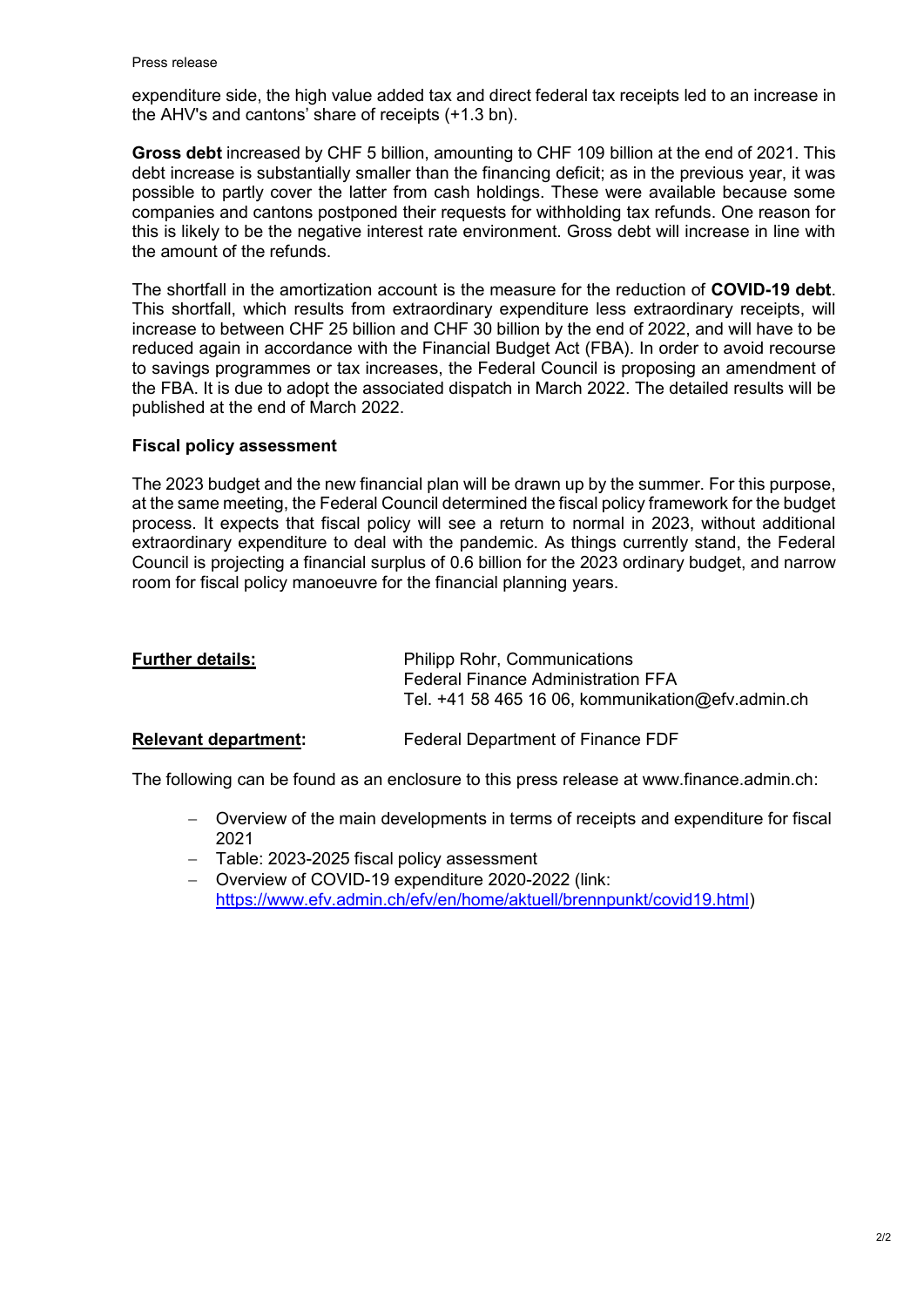expenditure side, the high value added tax and direct federal tax receipts led to an increase in the AHV's and cantons' share of receipts (+1.3 bn).

**Gross debt** increased by CHF 5 billion, amounting to CHF 109 billion at the end of 2021. This debt increase is substantially smaller than the financing deficit; as in the previous year, it was possible to partly cover the latter from cash holdings. These were available because some companies and cantons postponed their requests for withholding tax refunds. One reason for this is likely to be the negative interest rate environment. Gross debt will increase in line with the amount of the refunds.

The shortfall in the amortization account is the measure for the reduction of **COVID-19 debt**. This shortfall, which results from extraordinary expenditure less extraordinary receipts, will increase to between CHF 25 billion and CHF 30 billion by the end of 2022, and will have to be reduced again in accordance with the Financial Budget Act (FBA). In order to avoid recourse to savings programmes or tax increases, the Federal Council is proposing an amendment of the FBA. It is due to adopt the associated dispatch in March 2022. The detailed results will be published at the end of March 2022.

### Fiscal policy assessment

The 2023 budget and the new financial plan will be drawn up by the summer. For this purpose, at the same meeting, the Federal Council determined the fiscal policy framework for the budget process. It expects that fiscal policy will see a return to normal in 2023, without additional extraordinary expenditure to deal with the pandemic. As things currently stand, the Federal Council is projecting a financial surplus of 0.6 billion for the 2023 ordinary budget, and narrow room for fiscal policy manoeuvre for the financial planning years.

**Further details:** Philipp Rohr, Communications
Federal Finance Administration FFA
Tel. +41 58 465 16 06, kommunikation@efv.admin.ch

**Relevant department:** Federal Department of Finance FDF

The following can be found as an enclosure to this press release at www.finance.admin.ch:

- Overview of the main developments in terms of receipts and expenditure for fiscal 2021
- Table: 2023-2025 fiscal policy assessment
- Overview of COVID-19 expenditure 2020-2022 (link: https://www.efv.admin.ch/efv/en/home/aktuell/brennpunkt/covid19.html)